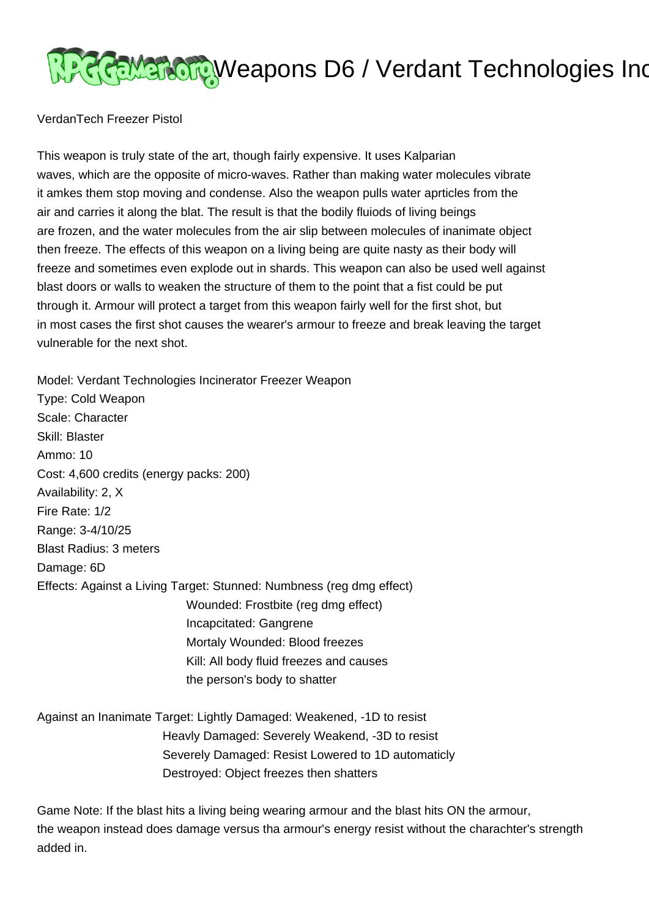# Weapons D6 / Verdant Technologies Inc

VerdanTech Freezer Pistol

This weapon is truly state of the art, though fairly expensive. It uses Kalparian waves, which are the opposite of micro-waves. Rather than making water molecules vibrate it amkes them stop moving and condense. Also the weapon pulls water aprticles from the air and carries it along the blat. The result is that the bodily fluiods of living beings are frozen, and the water molecules from the air slip between molecules of inanimate object then freeze. The effects of this weapon on a living being are quite nasty as their body will freeze and sometimes even explode out in shards. This weapon can also be used well against blast doors or walls to weaken the structure of them to the point that a fist could be put through it. Armour will protect a target from this weapon fairly well for the first shot, but in most cases the first shot causes the wearer's armour to freeze and break leaving the target vulnerable for the next shot.

Model: Verdant Technologies Incinerator Freezer Weapon
Type: Cold Weapon
Scale: Character
Skill: Blaster
Ammo: 10
Cost: 4,600 credits (energy packs: 200)
Availability: 2, X
Fire Rate: 1/2
Range: 3-4/10/25
Blast Radius: 3 meters
Damage: 6D
Effects: Against a Living Target: Stunned: Numbness (reg dmg effect)
Wounded: Frostbite (reg dmg effect)
Incapcitated: Gangrene
Mortaly Wounded: Blood freezes
Kill: All body fluid freezes and causes the person's body to shatter

Against an Inanimate Target: Lightly Damaged: Weakened, -1D to resist
Heavly Damaged: Severely Weakend, -3D to resist
Severely Damaged: Resist Lowered to 1D automaticly
Destroyed: Object freezes then shatters

Game Note: If the blast hits a living being wearing armour and the blast hits ON the armour, the weapon instead does damage versus tha armour's energy resist without the charachter's strength added in.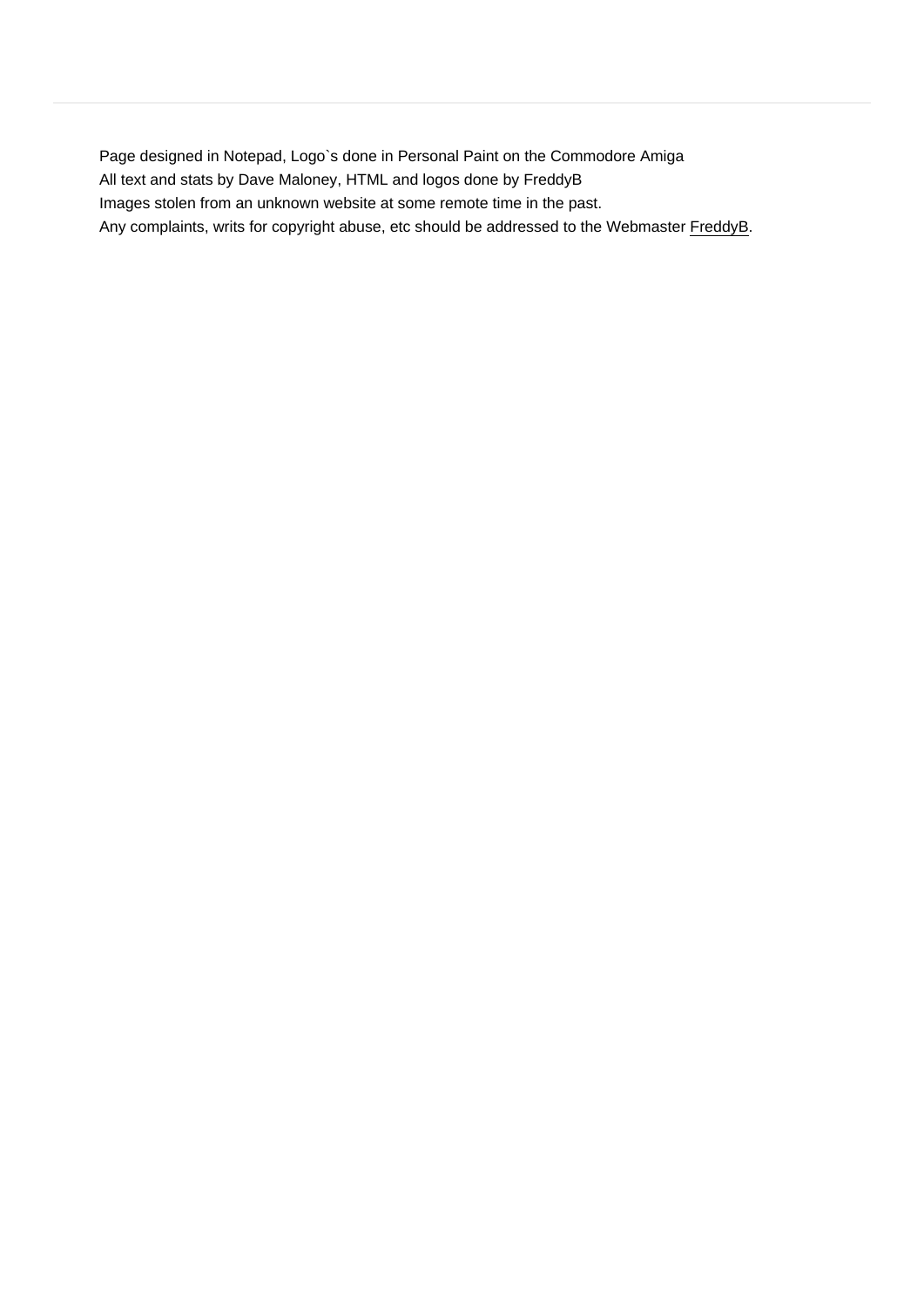---

Page designed in Notepad, Logo`s done in Personal Paint on the Commodore Amiga
All text and stats by Dave Maloney, HTML and logos done by FreddyB
Images stolen from an unknown website at some remote time in the past.
Any complaints, writs for copyright abuse, etc should be addressed to the Webmaster FreddyB.